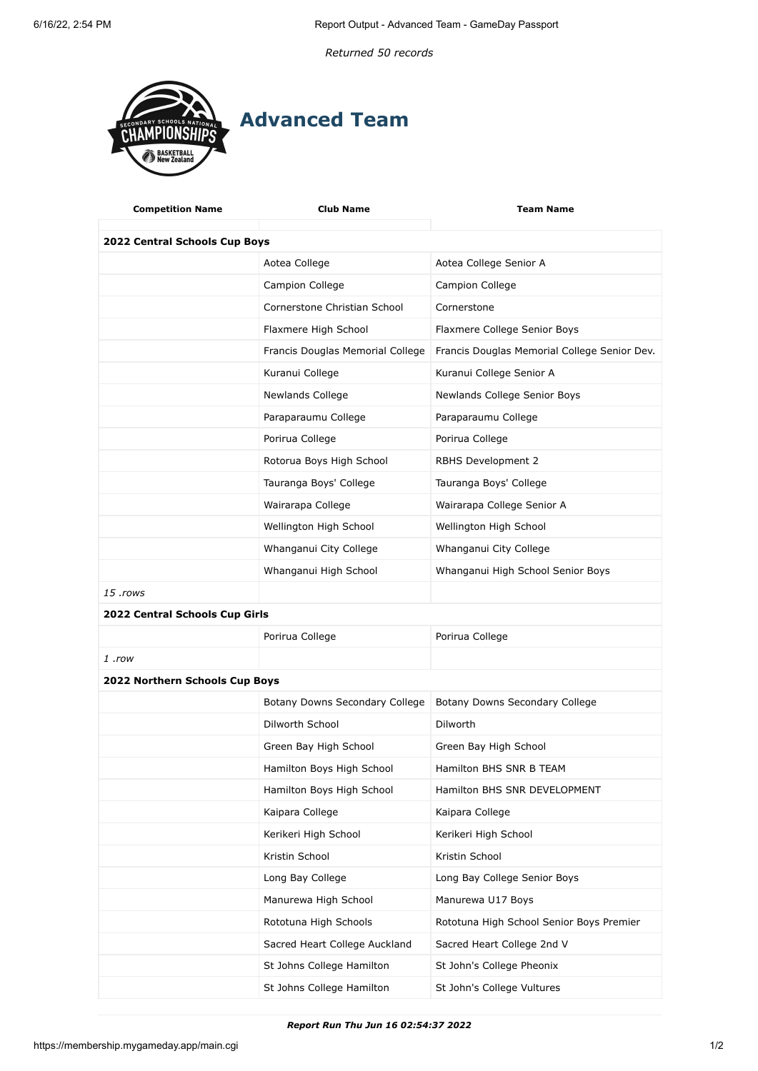*Returned 50 records*

# Advanced Team

| Competition Name | Club Name | Team Name |
|---|---|---|
| **2022 Central Schools Cup Boys** | | |
| | Aotea College | Aotea College Senior A |
| | Campion College | Campion College |
| | Cornerstone Christian School | Cornerstone |
| | Flaxmere High School | Flaxmere College Senior Boys |
| | Francis Douglas Memorial College | Francis Douglas Memorial College Senior Dev. |
| | Kuranui College | Kuranui College Senior A |
| | Newlands College | Newlands College Senior Boys |
| | Paraparaumu College | Paraparaumu College |
| | Porirua College | Porirua College |
| | Rotorua Boys High School | RBHS Development 2 |
| | Tauranga Boys' College | Tauranga Boys' College |
| | Wairarapa College | Wairarapa College Senior A |
| | Wellington High School | Wellington High School |
| | Whanganui City College | Whanganui City College |
| | Whanganui High School | Whanganui High School Senior Boys |
| *15 .rows* | | |
| **2022 Central Schools Cup Girls** | | |
| | Porirua College | Porirua College |
| *1 .row* | | |
| **2022 Northern Schools Cup Boys** | | |
| | Botany Downs Secondary College | Botany Downs Secondary College |
| | Dilworth School | Dilworth |
| | Green Bay High School | Green Bay High School |
| | Hamilton Boys High School | Hamilton BHS SNR B TEAM |
| | Hamilton Boys High School | Hamilton BHS SNR DEVELOPMENT |
| | Kaipara College | Kaipara College |
| | Kerikeri High School | Kerikeri High School |
| | Kristin School | Kristin School |
| | Long Bay College | Long Bay College Senior Boys |
| | Manurewa High School | Manurewa U17 Boys |
| | Rototuna High Schools | Rototuna High School Senior Boys Premier |
| | Sacred Heart College Auckland | Sacred Heart College 2nd V |
| | St Johns College Hamilton | St John's College Pheonix |
| | St Johns College Hamilton | St John's College Vultures |

***Report Run Thu Jun 16 02:54:37 2022***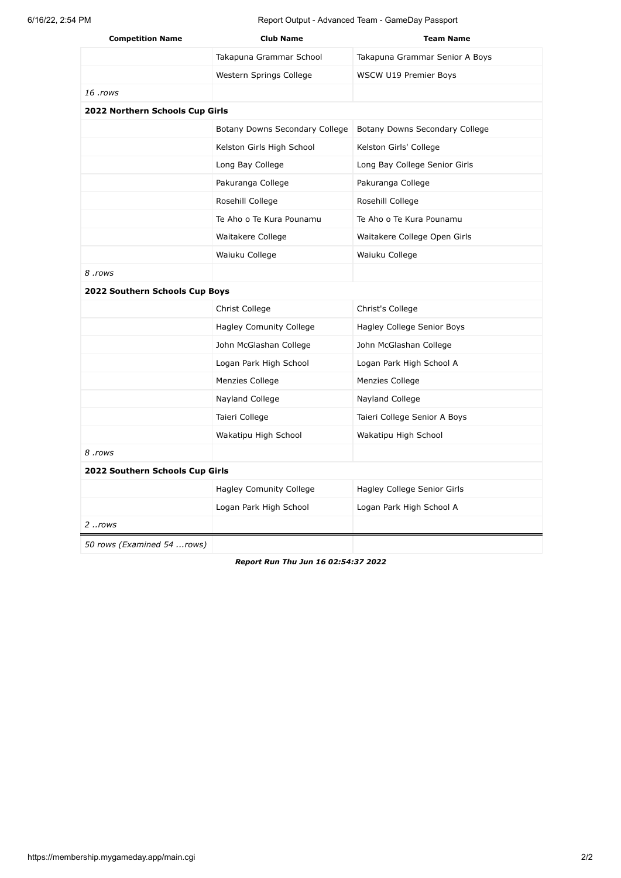| Competition Name | Club Name | Team Name |
|---|---|---|
| | Takapuna Grammar School | Takapuna Grammar Senior A Boys |
| | Western Springs College | WSCW U19 Premier Boys |
| *16 .rows* | | |
| **2022 Northern Schools Cup Girls** | | |
| | Botany Downs Secondary College | Botany Downs Secondary College |
| | Kelston Girls High School | Kelston Girls' College |
| | Long Bay College | Long Bay College Senior Girls |
| | Pakuranga College | Pakuranga College |
| | Rosehill College | Rosehill College |
| | Te Aho o Te Kura Pounamu | Te Aho o Te Kura Pounamu |
| | Waitakere College | Waitakere College Open Girls |
| | Waiuku College | Waiuku College |
| *8 .rows* | | |
| **2022 Southern Schools Cup Boys** | | |
| | Christ College | Christ's College |
| | Hagley Comunity College | Hagley College Senior Boys |
| | John McGlashan College | John McGlashan College |
| | Logan Park High School | Logan Park High School A |
| | Menzies College | Menzies College |
| | Nayland College | Nayland College |
| | Taieri College | Taieri College Senior A Boys |
| | Wakatipu High School | Wakatipu High School |
| *8 .rows* | | |
| **2022 Southern Schools Cup Girls** | | |
| | Hagley Comunity College | Hagley College Senior Girls |
| | Logan Park High School | Logan Park High School A |
| *2 ..rows* | | |
| *50 rows (Examined 54 ...rows)* | | |

***Report Run Thu Jun 16 02:54:37 2022***